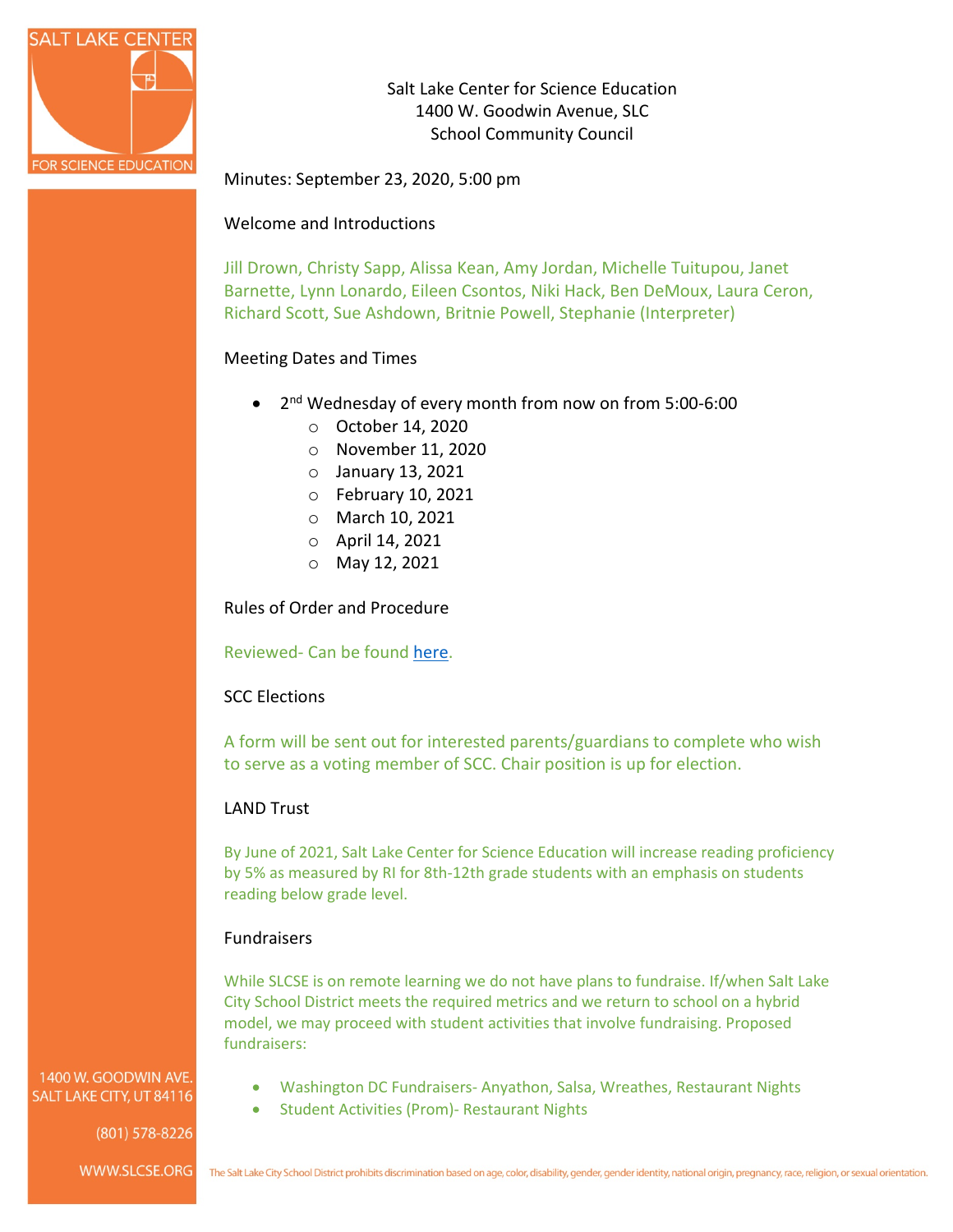Salt Lake Center for Science Education
1400 W. Goodwin Avenue, SLC
School Community Council

Minutes: September 23, 2020, 5:00 pm

## Welcome and Introductions

Jill Drown, Christy Sapp, Alissa Kean, Amy Jordan, Michelle Tuitupou, Janet Barnette, Lynn Lonardo, Eileen Csontos, Niki Hack, Ben DeMoux, Laura Ceron, Richard Scott, Sue Ashdown, Britnie Powell, Stephanie (Interpreter)

## Meeting Dates and Times

- 2nd Wednesday of every month from now on from 5:00-6:00
  - October 14, 2020
  - November 11, 2020
  - January 13, 2021
  - February 10, 2021
  - March 10, 2021
  - April 14, 2021
  - May 12, 2021

## Rules of Order and Procedure

Reviewed- Can be found here.

## SCC Elections

A form will be sent out for interested parents/guardians to complete who wish to serve as a voting member of SCC. Chair position is up for election.

## LAND Trust

By June of 2021, Salt Lake Center for Science Education will increase reading proficiency by 5% as measured by RI for 8th-12th grade students with an emphasis on students reading below grade level.

## Fundraisers

While SLCSE is on remote learning we do not have plans to fundraise. If/when Salt Lake City School District meets the required metrics and we return to school on a hybrid model, we may proceed with student activities that involve fundraising. Proposed fundraisers:

- Washington DC Fundraisers- Anyathon, Salsa, Wreathes, Restaurant Nights
- Student Activities (Prom)- Restaurant Nights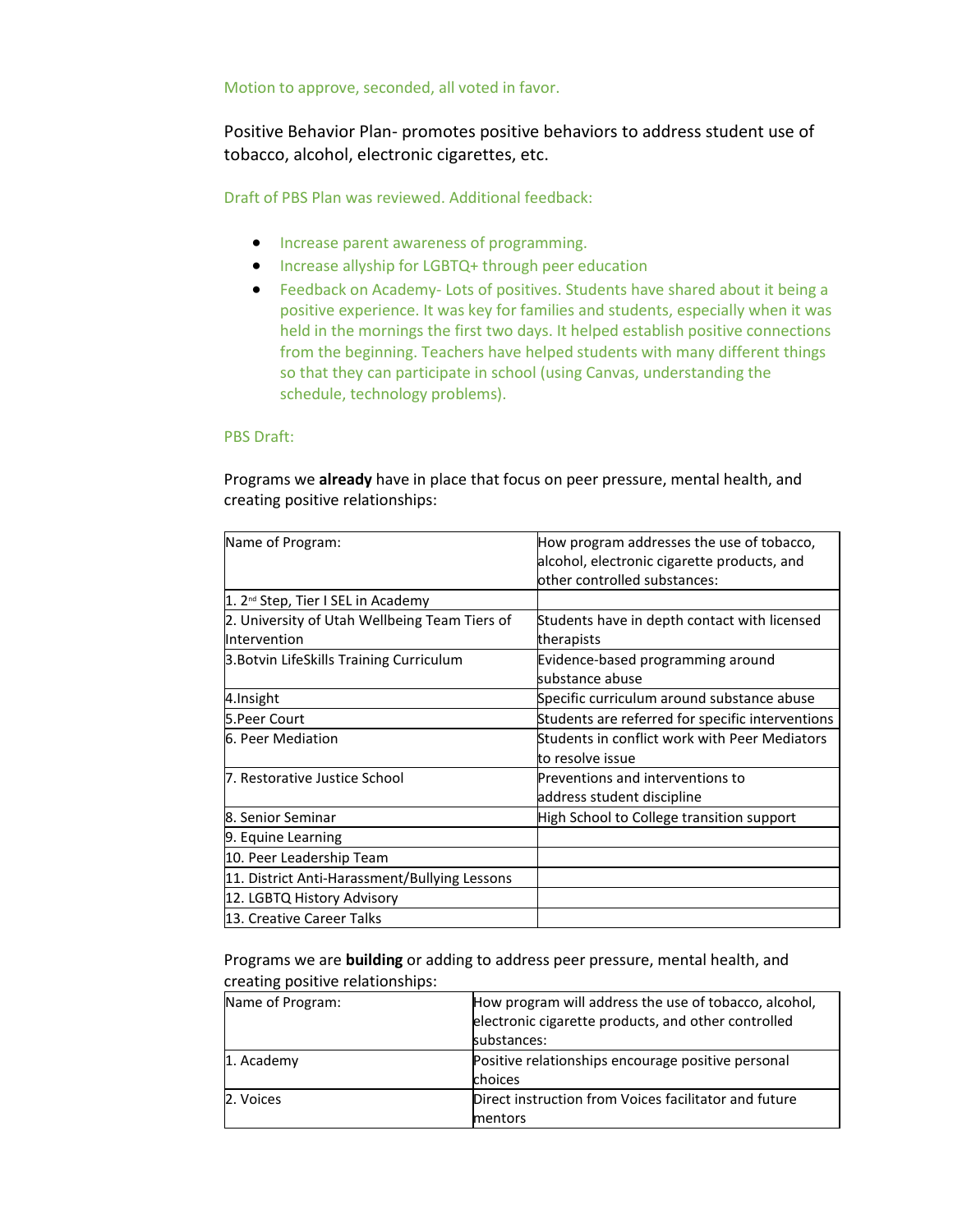Motion to approve, seconded, all voted in favor.

Positive Behavior Plan- promotes positive behaviors to address student use of tobacco, alcohol, electronic cigarettes, etc.

Draft of PBS Plan was reviewed. Additional feedback:

- Increase parent awareness of programming.
- Increase allyship for LGBTQ+ through peer education
- Feedback on Academy- Lots of positives. Students have shared about it being a positive experience. It was key for families and students, especially when it was held in the mornings the first two days. It helped establish positive connections from the beginning. Teachers have helped students with many different things so that they can participate in school (using Canvas, understanding the schedule, technology problems).

PBS Draft:

Programs we **already** have in place that focus on peer pressure, mental health, and creating positive relationships:

| Name of Program: | How program addresses the use of tobacco, alcohol, electronic cigarette products, and other controlled substances: |
|---|---|
| 1. 2nd Step, Tier I SEL in Academy | |
| 2. University of Utah Wellbeing Team Tiers of Intervention | Students have in depth contact with licensed therapists |
| 3.Botvin LifeSkills Training Curriculum | Evidence-based programming around substance abuse |
| 4.Insight | Specific curriculum around substance abuse |
| 5.Peer Court | Students are referred for specific interventions |
| 6. Peer Mediation | Students in conflict work with Peer Mediators to resolve issue |
| 7. Restorative Justice School | Preventions and interventions to address student discipline |
| 8. Senior Seminar | High School to College transition support |
| 9. Equine Learning | |
| 10. Peer Leadership Team | |
| 11. District Anti-Harassment/Bullying Lessons | |
| 12. LGBTQ History Advisory | |
| 13. Creative Career Talks | |

Programs we are **building** or adding to address peer pressure, mental health, and creating positive relationships:

| Name of Program: | How program will address the use of tobacco, alcohol, electronic cigarette products, and other controlled substances: |
|---|---|
| 1. Academy | Positive relationships encourage positive personal choices |
| 2. Voices | Direct instruction from Voices facilitator and future mentors |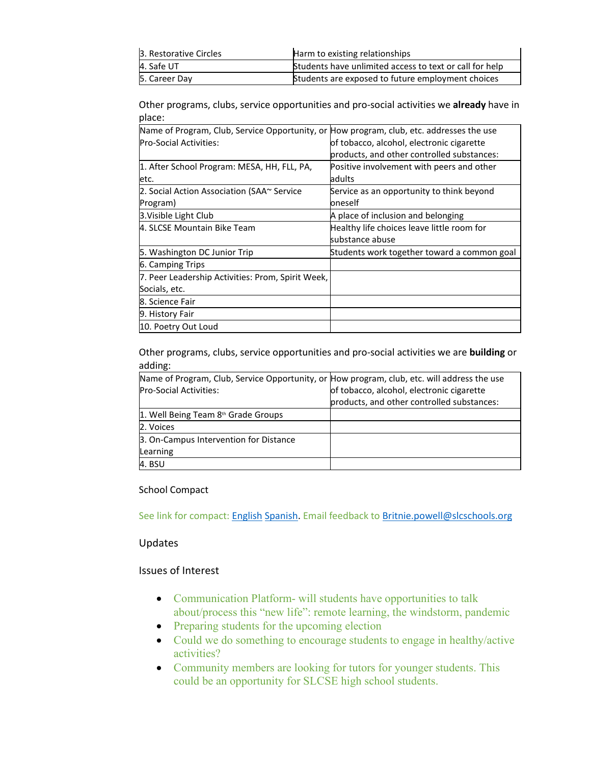| 3. Restorative Circles | Harm to existing relationships |
|---|---|
| 4. Safe UT | Students have unlimited access to text or call for help |
| 5. Career Day | Students are exposed to future employment choices |

Other programs, clubs, service opportunities and pro-social activities we **already** have in place:

| Name of Program, Club, Service Opportunity, or Pro-Social Activities: | How program, club, etc. addresses the use of tobacco, alcohol, electronic cigarette products, and other controlled substances: |
|---|---|
| 1. After School Program: MESA, HH, FLL, PA, etc. | Positive involvement with peers and other adults |
| 2. Social Action Association (SAA~ Service Program) | Service as an opportunity to think beyond oneself |
| 3.Visible Light Club | A place of inclusion and belonging |
| 4. SLCSE Mountain Bike Team | Healthy life choices leave little room for substance abuse |
| 5. Washington DC Junior Trip | Students work together toward a common goal |
| 6. Camping Trips | |
| 7. Peer Leadership Activities: Prom, Spirit Week, Socials, etc. | |
| 8. Science Fair | |
| 9. History Fair | |
| 10. Poetry Out Loud | |

Other programs, clubs, service opportunities and pro-social activities we are **building** or adding:

| Name of Program, Club, Service Opportunity, or Pro-Social Activities: | How program, club, etc. will address the use of tobacco, alcohol, electronic cigarette products, and other controlled substances: |
|---|---|
| 1. Well Being Team 8th Grade Groups | |
| 2. Voices | |
| 3. On-Campus Intervention for Distance Learning | |
| 4. BSU | |

School Compact

See link for compact: English Spanish. Email feedback to Britnie.powell@slcschools.org

Updates

Issues of Interest

- Communication Platform- will students have opportunities to talk about/process this "new life": remote learning, the windstorm, pandemic
- Preparing students for the upcoming election
- Could we do something to encourage students to engage in healthy/active activities?
- Community members are looking for tutors for younger students. This could be an opportunity for SLCSE high school students.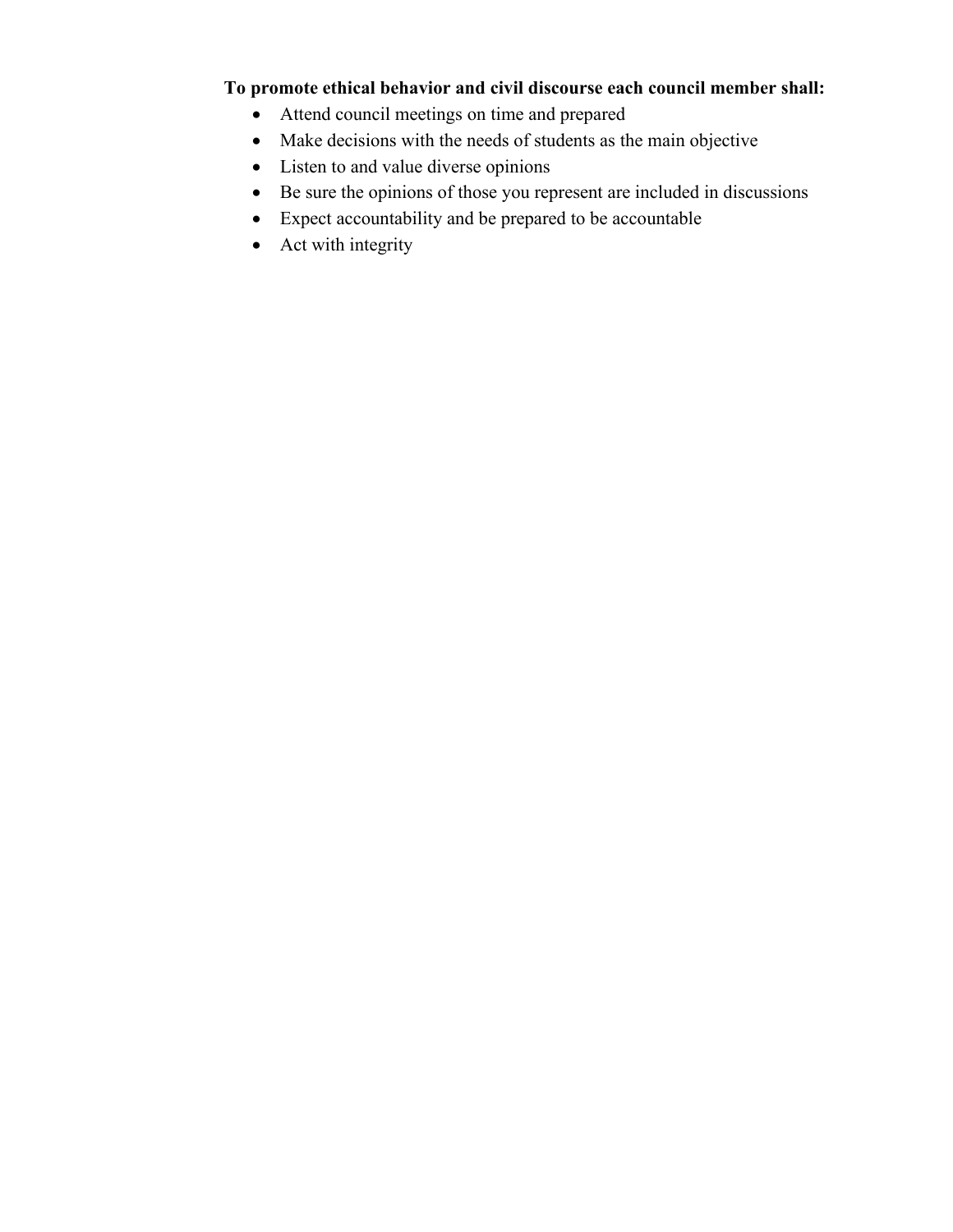**To promote ethical behavior and civil discourse each council member shall:**

- Attend council meetings on time and prepared
- Make decisions with the needs of students as the main objective
- Listen to and value diverse opinions
- Be sure the opinions of those you represent are included in discussions
- Expect accountability and be prepared to be accountable
- Act with integrity